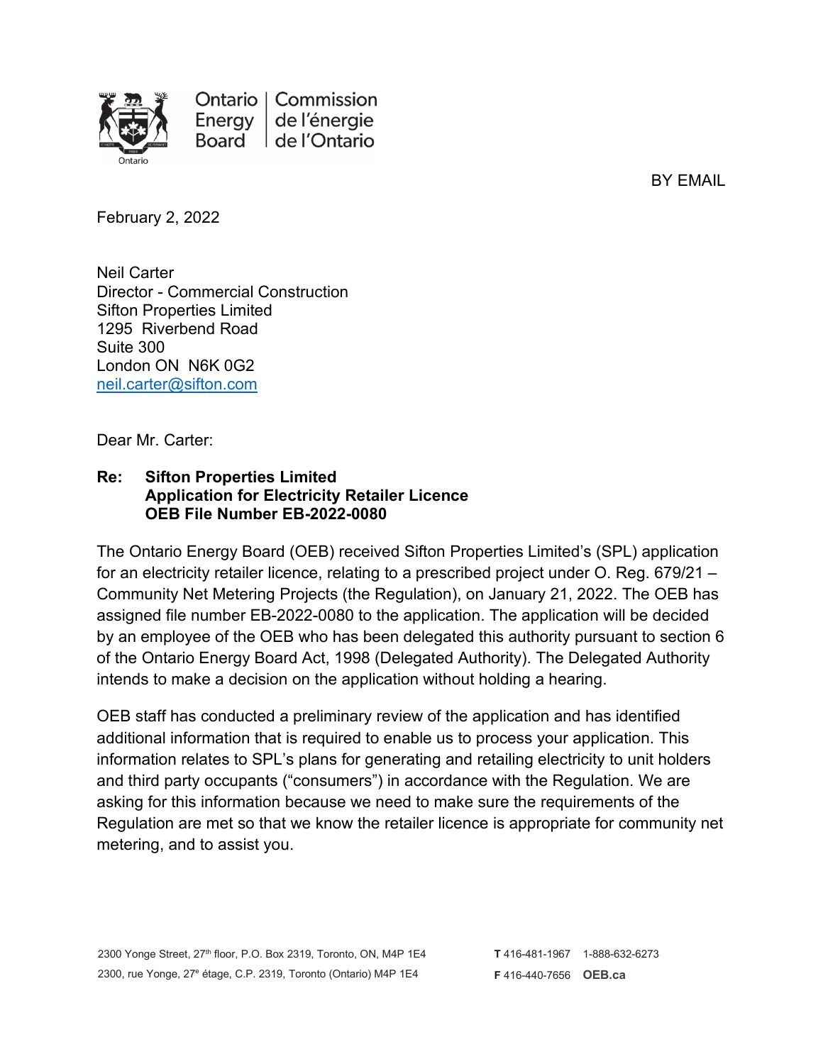Ontario Energy Board | Commission de l'énergie de l'Ontario

BY EMAIL

February 2, 2022

Neil Carter
Director - Commercial Construction
Sifton Properties Limited
1295 Riverbend Road
Suite 300
London ON N6K 0G2
neil.carter@sifton.com

Dear Mr. Carter:

**Re: Sifton Properties Limited**
**Application for Electricity Retailer Licence**
**OEB File Number EB-2022-0080**

The Ontario Energy Board (OEB) received Sifton Properties Limited's (SPL) application for an electricity retailer licence, relating to a prescribed project under O. Reg. 679/21 – Community Net Metering Projects (the Regulation), on January 21, 2022. The OEB has assigned file number EB-2022-0080 to the application. The application will be decided by an employee of the OEB who has been delegated this authority pursuant to section 6 of the Ontario Energy Board Act, 1998 (Delegated Authority). The Delegated Authority intends to make a decision on the application without holding a hearing.

OEB staff has conducted a preliminary review of the application and has identified additional information that is required to enable us to process your application. This information relates to SPL's plans for generating and retailing electricity to unit holders and third party occupants ("consumers") in accordance with the Regulation. We are asking for this information because we need to make sure the requirements of the Regulation are met so that we know the retailer licence is appropriate for community net metering, and to assist you.

2300 Yonge Street, 27th floor, P.O. Box 2319, Toronto, ON, M4P 1E4
2300, rue Yonge, 27e étage, C.P. 2319, Toronto (Ontario) M4P 1E4

T 416-481-1967 1-888-632-6273
F 416-440-7656 OEB.ca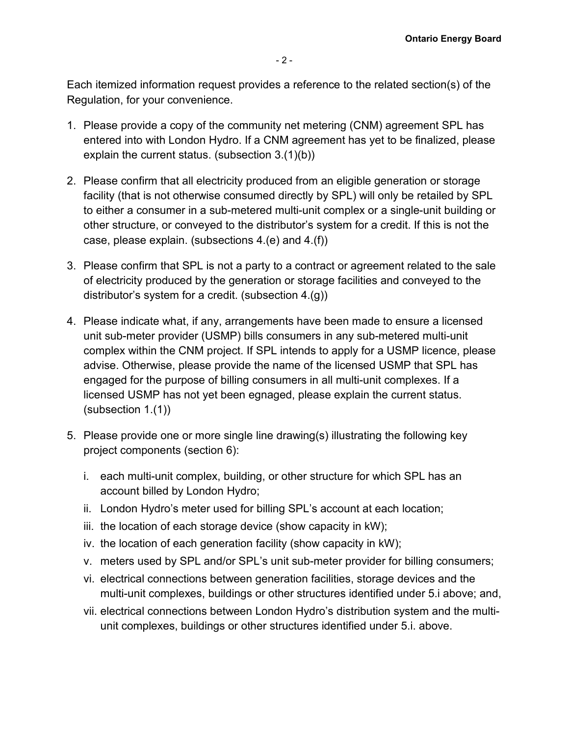Each itemized information request provides a reference to the related section(s) of the Regulation, for your convenience.

1. Please provide a copy of the community net metering (CNM) agreement SPL has entered into with London Hydro. If a CNM agreement has yet to be finalized, please explain the current status. (subsection 3.(1)(b))

2. Please confirm that all electricity produced from an eligible generation or storage facility (that is not otherwise consumed directly by SPL) will only be retailed by SPL to either a consumer in a sub-metered multi-unit complex or a single-unit building or other structure, or conveyed to the distributor's system for a credit. If this is not the case, please explain. (subsections 4.(e) and 4.(f))

3. Please confirm that SPL is not a party to a contract or agreement related to the sale of electricity produced by the generation or storage facilities and conveyed to the distributor's system for a credit. (subsection 4.(g))

4. Please indicate what, if any, arrangements have been made to ensure a licensed unit sub-meter provider (USMP) bills consumers in any sub-metered multi-unit complex within the CNM project. If SPL intends to apply for a USMP licence, please advise. Otherwise, please provide the name of the licensed USMP that SPL has engaged for the purpose of billing consumers in all multi-unit complexes. If a licensed USMP has not yet been egnaged, please explain the current status. (subsection 1.(1))

5. Please provide one or more single line drawing(s) illustrating the following key project components (section 6):

    i. each multi-unit complex, building, or other structure for which SPL has an account billed by London Hydro;
    ii. London Hydro's meter used for billing SPL's account at each location;
    iii. the location of each storage device (show capacity in kW);
    iv. the location of each generation facility (show capacity in kW);
    v. meters used by SPL and/or SPL's unit sub-meter provider for billing consumers;
    vi. electrical connections between generation facilities, storage devices and the multi-unit complexes, buildings or other structures identified under 5.i above; and,
    vii. electrical connections between London Hydro's distribution system and the multi-unit complexes, buildings or other structures identified under 5.i. above.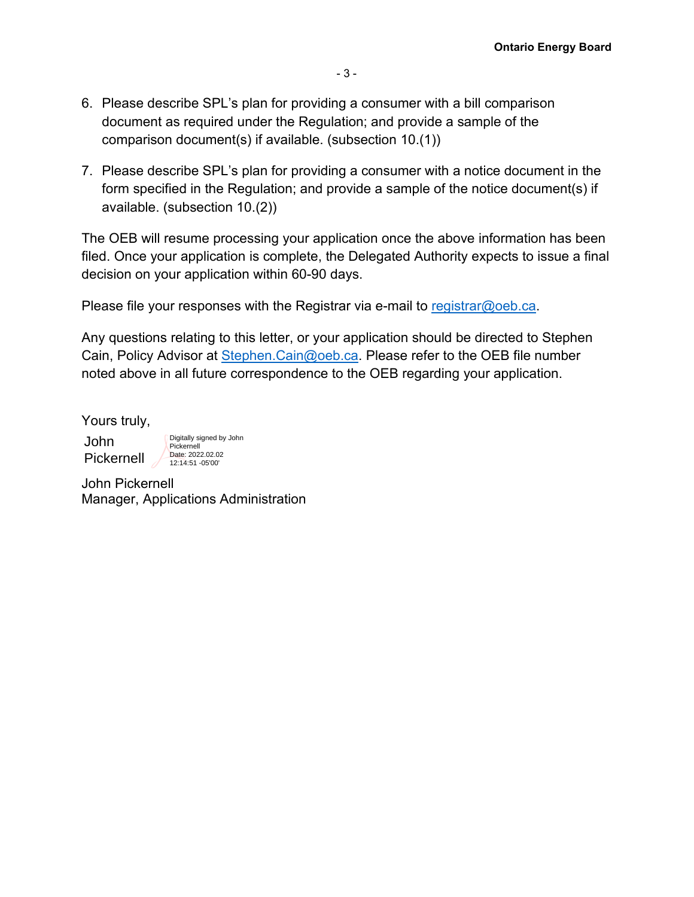6. Please describe SPL's plan for providing a consumer with a bill comparison document as required under the Regulation; and provide a sample of the comparison document(s) if available. (subsection 10.(1))

7. Please describe SPL's plan for providing a consumer with a notice document in the form specified in the Regulation; and provide a sample of the notice document(s) if available. (subsection 10.(2))

The OEB will resume processing your application once the above information has been filed. Once your application is complete, the Delegated Authority expects to issue a final decision on your application within 60-90 days.

Please file your responses with the Registrar via e-mail to registrar@oeb.ca.

Any questions relating to this letter, or your application should be directed to Stephen Cain, Policy Advisor at Stephen.Cain@oeb.ca. Please refer to the OEB file number noted above in all future correspondence to the OEB regarding your application.

Yours truly,

John Pickernell — Digitally signed by John Pickernell Date: 2022.02.02 12:14:51 -05'00'

John Pickernell
Manager, Applications Administration